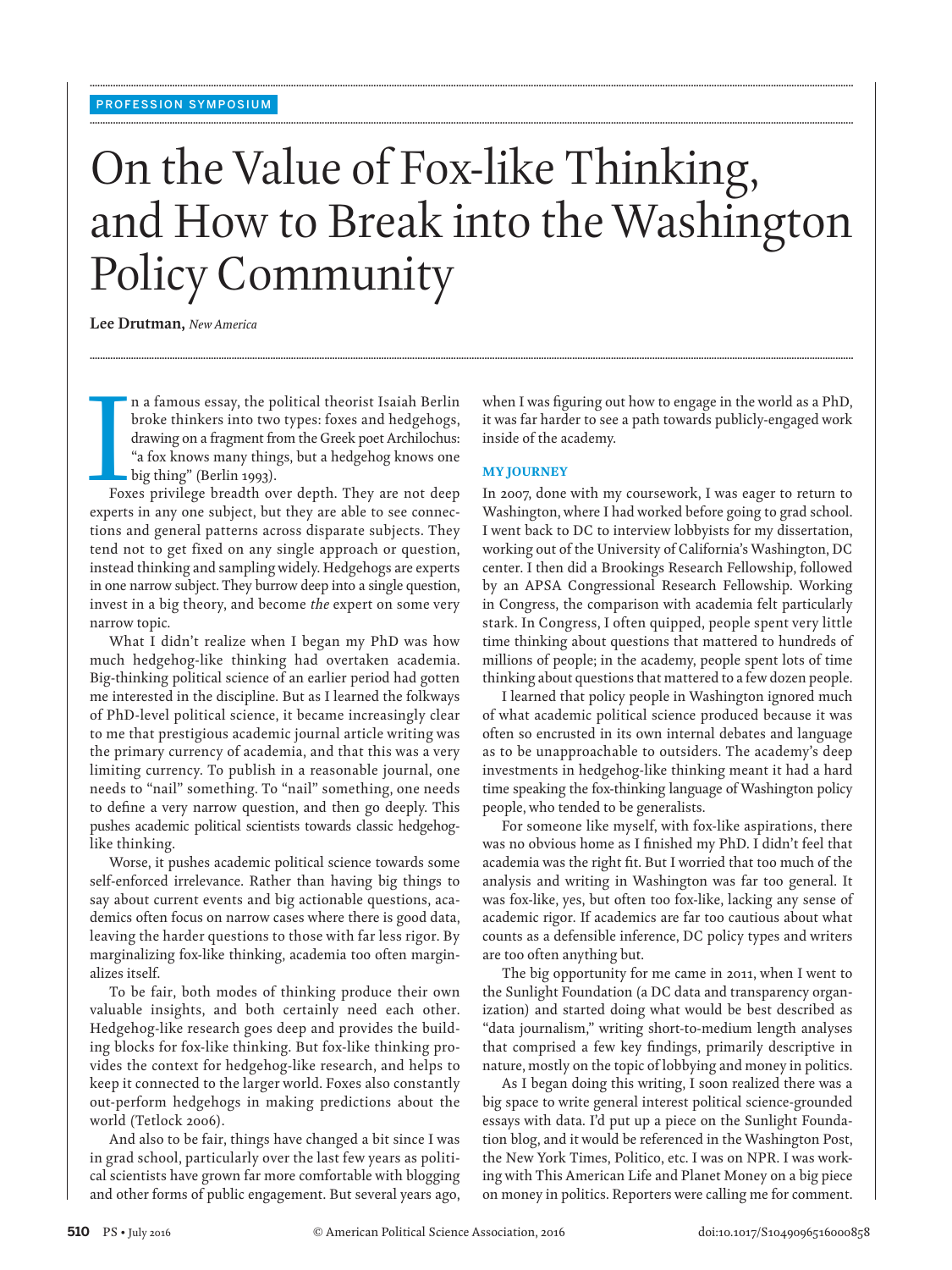PROFESSION SYMPOSIUM

# On the Value of Fox-like Thinking, and How to Break into the Washington Policy Community

**Lee Drutman,** *New America*

In a famous essay, the political theorist Isaiah Berlin broke thinkers into two types: foxes and hedgehogs, drawing on a fragment from the Greek poet Archilochus: "a fox knows many things, but a hedgehog knows one big thing" (Berlin 1993).

Foxes privilege breadth over depth. They are not deep experts in any one subject, but they are able to see connections and general patterns across disparate subjects. They tend not to get fixed on any single approach or question, instead thinking and sampling widely. Hedgehogs are experts in one narrow subject. They burrow deep into a single question, invest in a big theory, and become *the* expert on some very narrow topic.

What I didn't realize when I began my PhD was how much hedgehog-like thinking had overtaken academia. Big-thinking political science of an earlier period had gotten me interested in the discipline. But as I learned the folkways of PhD-level political science, it became increasingly clear to me that prestigious academic journal article writing was the primary currency of academia, and that this was a very limiting currency. To publish in a reasonable journal, one needs to "nail" something. To "nail" something, one needs to define a very narrow question, and then go deeply. This pushes academic political scientists towards classic hedgehog-like thinking.

Worse, it pushes academic political science towards some self-enforced irrelevance. Rather than having big things to say about current events and big actionable questions, academics often focus on narrow cases where there is good data, leaving the harder questions to those with far less rigor. By marginalizing fox-like thinking, academia too often marginalizes itself.

To be fair, both modes of thinking produce their own valuable insights, and both certainly need each other. Hedgehog-like research goes deep and provides the building blocks for fox-like thinking. But fox-like thinking provides the context for hedgehog-like research, and helps to keep it connected to the larger world. Foxes also constantly out-perform hedgehogs in making predictions about the world (Tetlock 2006).

And also to be fair, things have changed a bit since I was in grad school, particularly over the last few years as political scientists have grown far more comfortable with blogging and other forms of public engagement. But several years ago, when I was figuring out how to engage in the world as a PhD, it was far harder to see a path towards publicly-engaged work inside of the academy.

## MY JOURNEY

In 2007, done with my coursework, I was eager to return to Washington, where I had worked before going to grad school. I went back to DC to interview lobbyists for my dissertation, working out of the University of California's Washington, DC center. I then did a Brookings Research Fellowship, followed by an APSA Congressional Research Fellowship. Working in Congress, the comparison with academia felt particularly stark. In Congress, I often quipped, people spent very little time thinking about questions that mattered to hundreds of millions of people; in the academy, people spent lots of time thinking about questions that mattered to a few dozen people.

I learned that policy people in Washington ignored much of what academic political science produced because it was often so encrusted in its own internal debates and language as to be unapproachable to outsiders. The academy's deep investments in hedgehog-like thinking meant it had a hard time speaking the fox-thinking language of Washington policy people, who tended to be generalists.

For someone like myself, with fox-like aspirations, there was no obvious home as I finished my PhD. I didn't feel that academia was the right fit. But I worried that too much of the analysis and writing in Washington was far too general. It was fox-like, yes, but often too fox-like, lacking any sense of academic rigor. If academics are far too cautious about what counts as a defensible inference, DC policy types and writers are too often anything but.

The big opportunity for me came in 2011, when I went to the Sunlight Foundation (a DC data and transparency organization) and started doing what would be best described as "data journalism," writing short-to-medium length analyses that comprised a few key findings, primarily descriptive in nature, mostly on the topic of lobbying and money in politics.

As I began doing this writing, I soon realized there was a big space to write general interest political science-grounded essays with data. I'd put up a piece on the Sunlight Foundation blog, and it would be referenced in the Washington Post, the New York Times, Politico, etc. I was on NPR. I was working with This American Life and Planet Money on a big piece on money in politics. Reporters were calling me for comment.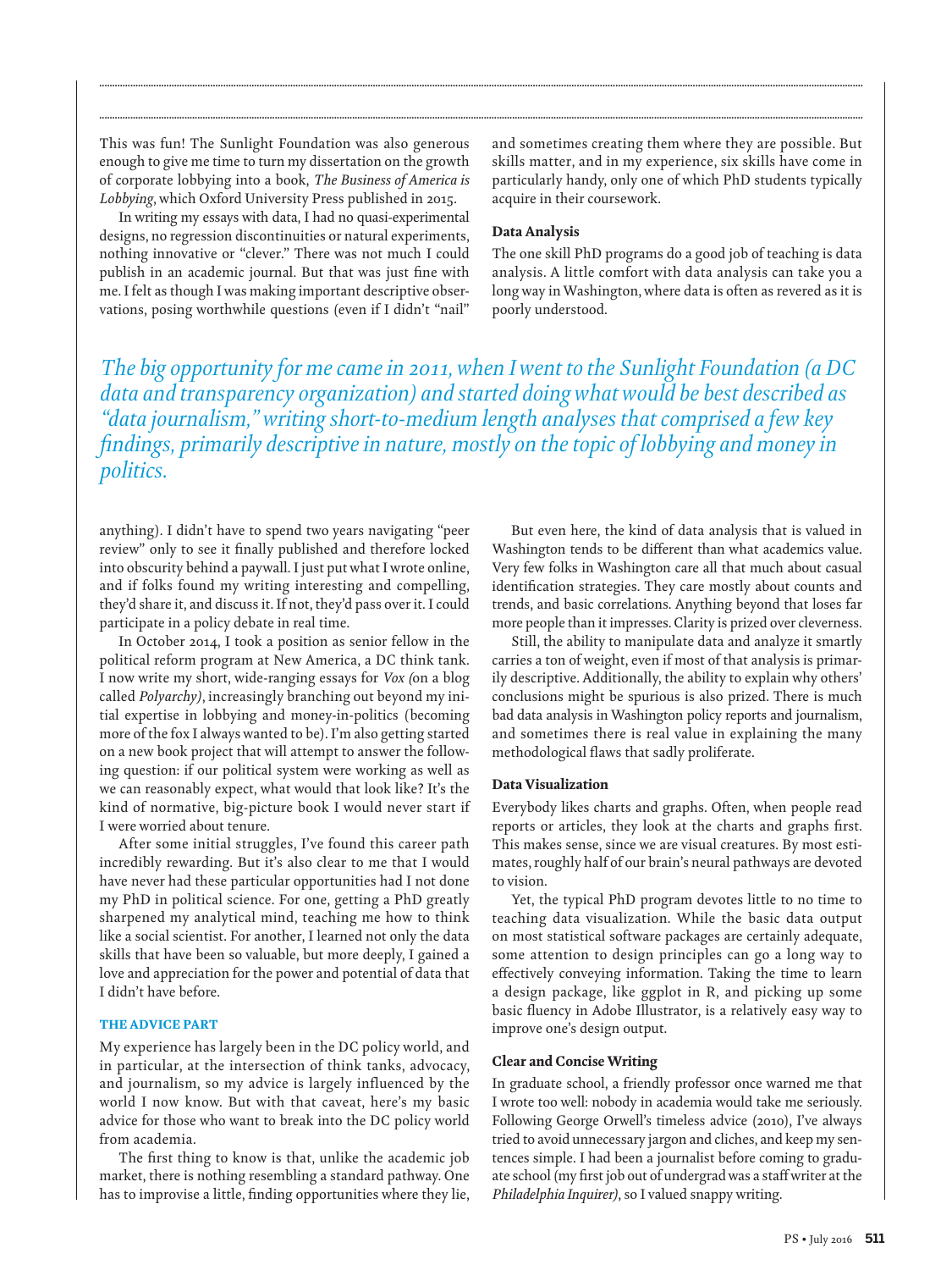This was fun! The Sunlight Foundation was also generous enough to give me time to turn my dissertation on the growth of corporate lobbying into a book, *The Business of America is Lobbying*, which Oxford University Press published in 2015.

In writing my essays with data, I had no quasi-experimental designs, no regression discontinuities or natural experiments, nothing innovative or "clever." There was not much I could publish in an academic journal. But that was just fine with me. I felt as though I was making important descriptive observations, posing worthwhile questions (even if I didn't "nail" anything). I didn't have to spend two years navigating "peer review" only to see it finally published and therefore locked into obscurity behind a paywall. I just put what I wrote online, and if folks found my writing interesting and compelling, they'd share it, and discuss it. If not, they'd pass over it. I could participate in a policy debate in real time.

*The big opportunity for me came in 2011, when I went to the Sunlight Foundation (a DC data and transparency organization) and started doing what would be best described as "data journalism," writing short-to-medium length analyses that comprised a few key findings, primarily descriptive in nature, mostly on the topic of lobbying and money in politics.*

In October 2014, I took a position as senior fellow in the political reform program at New America, a DC think tank. I now write my short, wide-ranging essays for *Vox* (on a blog called *Polyarchy)*, increasingly branching out beyond my initial expertise in lobbying and money-in-politics (becoming more of the fox I always wanted to be). I'm also getting started on a new book project that will attempt to answer the following question: if our political system were working as well as we can reasonably expect, what would that look like? It's the kind of normative, big-picture book I would never start if I were worried about tenure.

After some initial struggles, I've found this career path incredibly rewarding. But it's also clear to me that I would have never had these particular opportunities had I not done my PhD in political science. For one, getting a PhD greatly sharpened my analytical mind, teaching me how to think like a social scientist. For another, I learned not only the data skills that have been so valuable, but more deeply, I gained a love and appreciation for the power and potential of data that I didn't have before.

## THE ADVICE PART

My experience has largely been in the DC policy world, and in particular, at the intersection of think tanks, advocacy, and journalism, so my advice is largely influenced by the world I now know. But with that caveat, here's my basic advice for those who want to break into the DC policy world from academia.

The first thing to know is that, unlike the academic job market, there is nothing resembling a standard pathway. One has to improvise a little, finding opportunities where they lie, and sometimes creating them where they are possible. But skills matter, and in my experience, six skills have come in particularly handy, only one of which PhD students typically acquire in their coursework.

### Data Analysis

The one skill PhD programs do a good job of teaching is data analysis. A little comfort with data analysis can take you a long way in Washington, where data is often as revered as it is poorly understood.

But even here, the kind of data analysis that is valued in Washington tends to be different than what academics value. Very few folks in Washington care all that much about casual identification strategies. They care mostly about counts and trends, and basic correlations. Anything beyond that loses far more people than it impresses. Clarity is prized over cleverness.

Still, the ability to manipulate data and analyze it smartly carries a ton of weight, even if most of that analysis is primarily descriptive. Additionally, the ability to explain why others' conclusions might be spurious is also prized. There is much bad data analysis in Washington policy reports and journalism, and sometimes there is real value in explaining the many methodological flaws that sadly proliferate.

### Data Visualization

Everybody likes charts and graphs. Often, when people read reports or articles, they look at the charts and graphs first. This makes sense, since we are visual creatures. By most estimates, roughly half of our brain's neural pathways are devoted to vision.

Yet, the typical PhD program devotes little to no time to teaching data visualization. While the basic data output on most statistical software packages are certainly adequate, some attention to design principles can go a long way to effectively conveying information. Taking the time to learn a design package, like ggplot in R, and picking up some basic fluency in Adobe Illustrator, is a relatively easy way to improve one's design output.

### Clear and Concise Writing

In graduate school, a friendly professor once warned me that I wrote too well: nobody in academia would take me seriously. Following George Orwell's timeless advice (2010), I've always tried to avoid unnecessary jargon and cliches, and keep my sentences simple. I had been a journalist before coming to graduate school (my first job out of undergrad was a staff writer at the *Philadelphia Inquirer)*, so I valued snappy writing.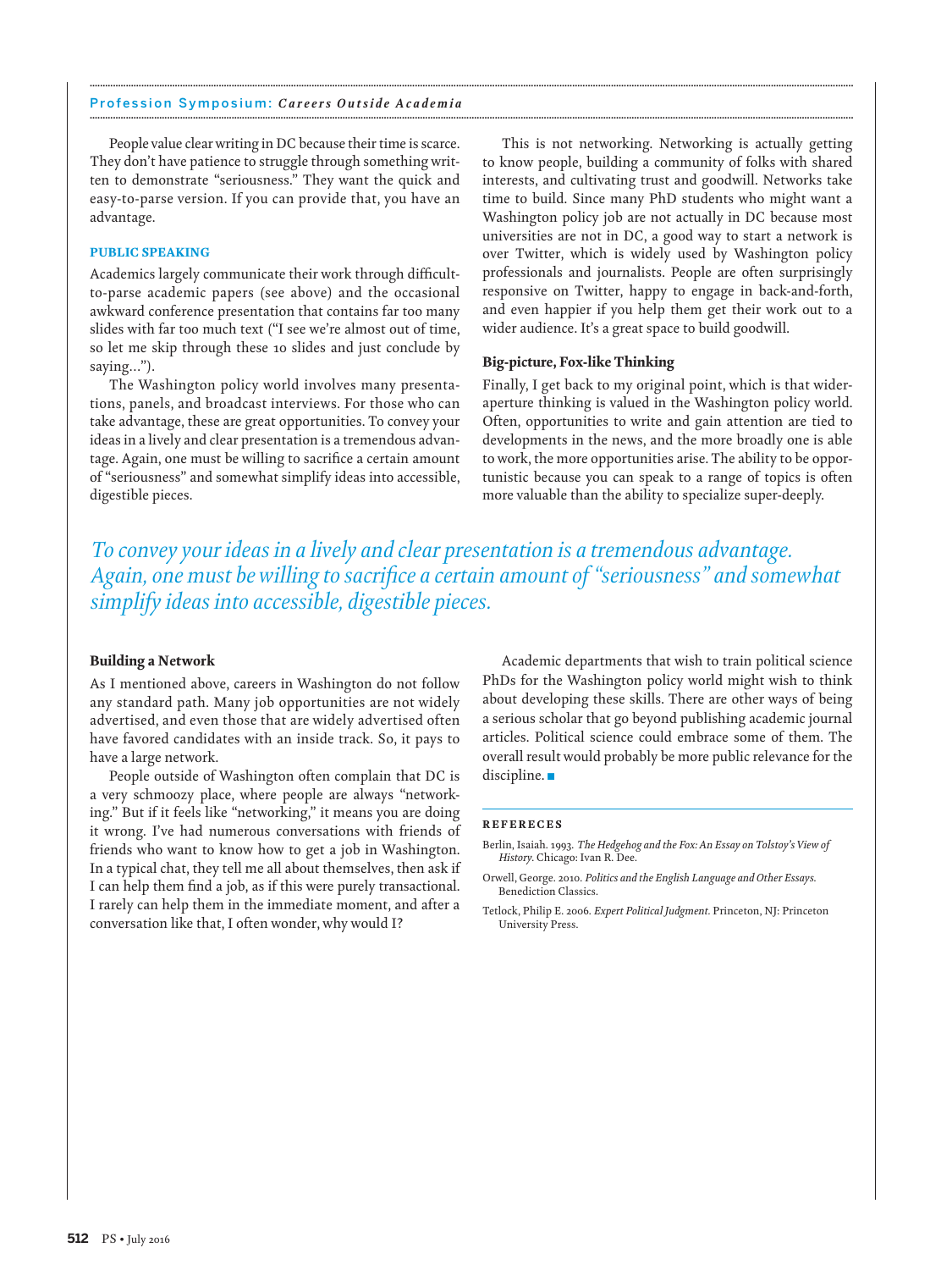People value clear writing in DC because their time is scarce. They don't have patience to struggle through something written to demonstrate "seriousness." They want the quick and easy-to-parse version. If you can provide that, you have an advantage.

### PUBLIC SPEAKING

Academics largely communicate their work through difficult-to-parse academic papers (see above) and the occasional awkward conference presentation that contains far too many slides with far too much text ("I see we're almost out of time, so let me skip through these 10 slides and just conclude by saying…").

The Washington policy world involves many presentations, panels, and broadcast interviews. For those who can take advantage, these are great opportunities. To convey your ideas in a lively and clear presentation is a tremendous advantage. Again, one must be willing to sacrifice a certain amount of "seriousness" and somewhat simplify ideas into accessible, digestible pieces.

*To convey your ideas in a lively and clear presentation is a tremendous advantage. Again, one must be willing to sacrifice a certain amount of "seriousness" and somewhat simplify ideas into accessible, digestible pieces.*

### Building a Network

As I mentioned above, careers in Washington do not follow any standard path. Many job opportunities are not widely advertised, and even those that are widely advertised often have favored candidates with an inside track. So, it pays to have a large network.

People outside of Washington often complain that DC is a very schmoozy place, where people are always "networking." But if it feels like "networking," it means you are doing it wrong. I've had numerous conversations with friends of friends who want to know how to get a job in Washington. In a typical chat, they tell me all about themselves, then ask if I can help them find a job, as if this were purely transactional. I rarely can help them in the immediate moment, and after a conversation like that, I often wonder, why would I?

This is not networking. Networking is actually getting to know people, building a community of folks with shared interests, and cultivating trust and goodwill. Networks take time to build. Since many PhD students who might want a Washington policy job are not actually in DC because most universities are not in DC, a good way to start a network is over Twitter, which is widely used by Washington policy professionals and journalists. People are often surprisingly responsive on Twitter, happy to engage in back-and-forth, and even happier if you help them get their work out to a wider audience. It's a great space to build goodwill.

### Big-picture, Fox-like Thinking

Finally, I get back to my original point, which is that wider-aperture thinking is valued in the Washington policy world. Often, opportunities to write and gain attention are tied to developments in the news, and the more broadly one is able to work, the more opportunities arise. The ability to be opportunistic because you can speak to a range of topics is often more valuable than the ability to specialize super-deeply.

Academic departments that wish to train political science PhDs for the Washington policy world might wish to think about developing these skills. There are other ways of being a serious scholar that go beyond publishing academic journal articles. Political science could embrace some of them. The overall result would probably be more public relevance for the discipline. ■

### REFERECES

Berlin, Isaiah. 1993. *The Hedgehog and the Fox: An Essay on Tolstoy's View of History*. Chicago: Ivan R. Dee.

Orwell, George. 2010. *Politics and the English Language and Other Essays*. Benediction Classics.

Tetlock, Philip E. 2006. *Expert Political Judgment*. Princeton, NJ: Princeton University Press.